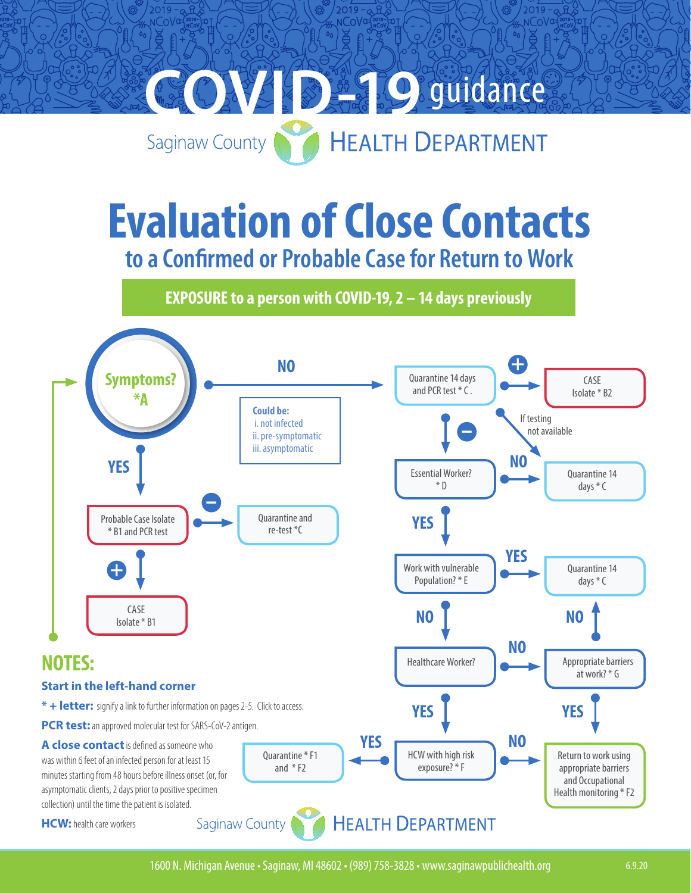# COVID-19 guidance

Saginaw County HEALTH DEPARTMENT

# Evaluation of Close Contacts

## to a Confirmed or Probable Case for Return to Work

**EXPOSURE to a person with COVID-19, 2 – 14 days previously**

**Symptoms? *A**

- **NO** → Quarantine 14 days and PCR test * C.
  - Could be:
    - i. not infected
    - ii. pre-symptomatic
    - iii. asymptomatic
  - **+** → CASE Isolate * B2
  - If testing not available → Quarantine 14 days * C
  - **−** → Essential Worker? * D
    - **NO** → Quarantine 14 days * C
    - **YES** → Work with vulnerable Population? * E
      - **YES** → Quarantine 14 days * C
      - **NO** → Healthcare Worker?
        - **NO** → Appropriate barriers at work? * G
          - **NO** → Quarantine 14 days * C
          - **YES** → Return to work using appropriate barriers and Occupational Health monitoring * F2
        - **YES** → HCW with high risk exposure? * F
          - **YES** → Quarantine * F1 and * F2
          - **NO** → Return to work using appropriate barriers and Occupational Health monitoring * F2
- **YES** → Probable Case Isolate * B1 and PCR test
  - **−** → Quarantine and re-test *C
  - **+** → CASE Isolate * B1

## NOTES:

**Start in the left-hand corner**

*** + letter:** signify a link to further information on pages 2-5. Click to access.

**PCR test:** an approved molecular test for SARS-CoV-2 antigen.

**A close contact** is defined as someone who was within 6 feet of an infected person for at least 15 minutes starting from 48 hours before illness onset (or, for asymptomatic clients, 2 days prior to positive specimen collection) until the time the patient is isolated.

**HCW:** health care workers

Saginaw County HEALTH DEPARTMENT

1600 N. Michigan Avenue • Saginaw, MI 48602 • (989) 758-3828 • www.saginawpublichealth.org

6.9.20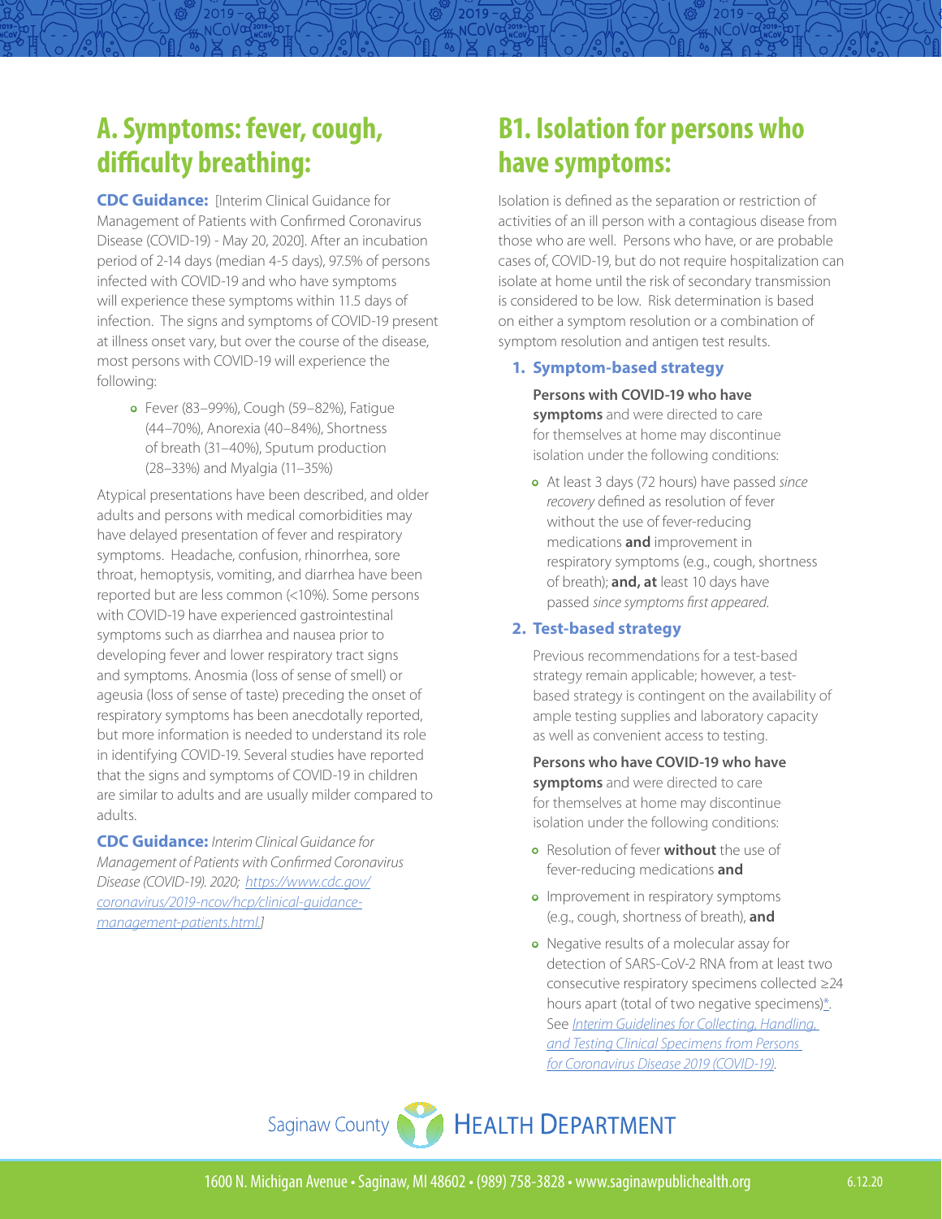## A. Symptoms: fever, cough, difficulty breathing:

**CDC Guidance:** [Interim Clinical Guidance for Management of Patients with Confirmed Coronavirus Disease (COVID-19) - May 20, 2020]. After an incubation period of 2-14 days (median 4-5 days), 97.5% of persons infected with COVID-19 and who have symptoms will experience these symptoms within 11.5 days of infection. The signs and symptoms of COVID-19 present at illness onset vary, but over the course of the disease, most persons with COVID-19 will experience the following:

- Fever (83–99%), Cough (59–82%), Fatigue (44–70%), Anorexia (40–84%), Shortness of breath (31–40%), Sputum production (28–33%) and Myalgia (11–35%)

Atypical presentations have been described, and older adults and persons with medical comorbidities may have delayed presentation of fever and respiratory symptoms. Headache, confusion, rhinorrhea, sore throat, hemoptysis, vomiting, and diarrhea have been reported but are less common (<10%). Some persons with COVID-19 have experienced gastrointestinal symptoms such as diarrhea and nausea prior to developing fever and lower respiratory tract signs and symptoms. Anosmia (loss of sense of smell) or ageusia (loss of sense of taste) preceding the onset of respiratory symptoms has been anecdotally reported, but more information is needed to understand its role in identifying COVID-19. Several studies have reported that the signs and symptoms of COVID-19 in children are similar to adults and are usually milder compared to adults.

**CDC Guidance:** *Interim Clinical Guidance for Management of Patients with Confirmed Coronavirus Disease (COVID-19). 2020; https://www.cdc.gov/coronavirus/2019-ncov/hcp/clinical-guidance-management-patients.html.]*

## B1. Isolation for persons who have symptoms:

Isolation is defined as the separation or restriction of activities of an ill person with a contagious disease from those who are well. Persons who have, or are probable cases of, COVID-19, but do not require hospitalization can isolate at home until the risk of secondary transmission is considered to be low. Risk determination is based on either a symptom resolution or a combination of symptom resolution and antigen test results.

1. **Symptom-based strategy**

   **Persons with COVID-19 who have symptoms** and were directed to care for themselves at home may discontinue isolation under the following conditions:

   - At least 3 days (72 hours) have passed *since recovery* defined as resolution of fever without the use of fever-reducing medications **and** improvement in respiratory symptoms (e.g., cough, shortness of breath); **and, at** least 10 days have passed *since symptoms first appeared.*

2. **Test-based strategy**

   Previous recommendations for a test-based strategy remain applicable; however, a test-based strategy is contingent on the availability of ample testing supplies and laboratory capacity as well as convenient access to testing.

   **Persons who have COVID-19 who have symptoms** and were directed to care for themselves at home may discontinue isolation under the following conditions:

   - Resolution of fever **without** the use of fever-reducing medications **and**
   - Improvement in respiratory symptoms (e.g., cough, shortness of breath), **and**
   - Negative results of a molecular assay for detection of SARS-CoV-2 RNA from at least two consecutive respiratory specimens collected ≥24 hours apart (total of two negative specimens)*. See *Interim Guidelines for Collecting, Handling, and Testing Clinical Specimens from Persons for Coronavirus Disease 2019 (COVID-19).*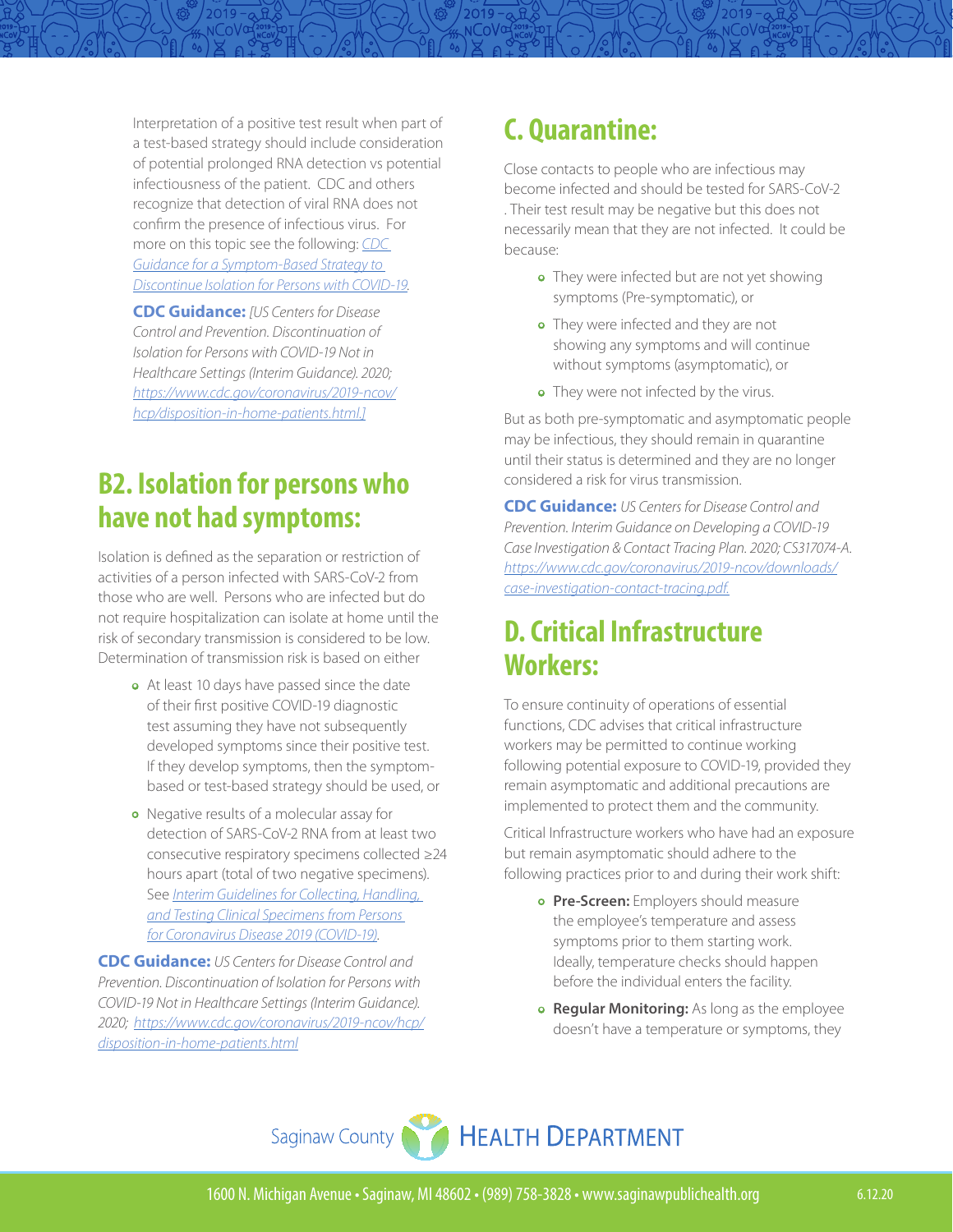Interpretation of a positive test result when part of a test-based strategy should include consideration of potential prolonged RNA detection vs potential infectiousness of the patient. CDC and others recognize that detection of viral RNA does not confirm the presence of infectious virus. For more on this topic see the following: [CDC Guidance for a Symptom-Based Strategy to Discontinue Isolation for Persons with COVID-19](https://www.cdc.gov/coronavirus/2019-ncov/hcp/disposition-in-home-patients.html).

**CDC Guidance:** *[US Centers for Disease Control and Prevention. Discontinuation of Isolation for Persons with COVID-19 Not in Healthcare Settings (Interim Guidance). 2020; https://www.cdc.gov/coronavirus/2019-ncov/hcp/disposition-in-home-patients.html.]*

## B2. Isolation for persons who have not had symptoms:

Isolation is defined as the separation or restriction of activities of a person infected with SARS-CoV-2 from those who are well. Persons who are infected but do not require hospitalization can isolate at home until the risk of secondary transmission is considered to be low. Determination of transmission risk is based on either

- At least 10 days have passed since the date of their first positive COVID-19 diagnostic test assuming they have not subsequently developed symptoms since their positive test. If they develop symptoms, then the symptom-based or test-based strategy should be used, or
- Negative results of a molecular assay for detection of SARS-CoV-2 RNA from at least two consecutive respiratory specimens collected ≥24 hours apart (total of two negative specimens). See *Interim Guidelines for Collecting, Handling, and Testing Clinical Specimens from Persons for Coronavirus Disease 2019 (COVID-19)*.

**CDC Guidance:** *US Centers for Disease Control and Prevention. Discontinuation of Isolation for Persons with COVID-19 Not in Healthcare Settings (Interim Guidance). 2020; https://www.cdc.gov/coronavirus/2019-ncov/hcp/disposition-in-home-patients.html*

## C. Quarantine:

Close contacts to people who are infectious may become infected and should be tested for SARS-CoV-2 . Their test result may be negative but this does not necessarily mean that they are not infected. It could be because:

- They were infected but are not yet showing symptoms (Pre-symptomatic), or
- They were infected and they are not showing any symptoms and will continue without symptoms (asymptomatic), or
- They were not infected by the virus.

But as both pre-symptomatic and asymptomatic people may be infectious, they should remain in quarantine until their status is determined and they are no longer considered a risk for virus transmission.

**CDC Guidance:** *US Centers for Disease Control and Prevention. Interim Guidance on Developing a COVID-19 Case Investigation & Contact Tracing Plan. 2020; CS317074-A. https://www.cdc.gov/coronavirus/2019-ncov/downloads/case-investigation-contact-tracing.pdf.*

## D. Critical Infrastructure Workers:

To ensure continuity of operations of essential functions, CDC advises that critical infrastructure workers may be permitted to continue working following potential exposure to COVID-19, provided they remain asymptomatic and additional precautions are implemented to protect them and the community.

Critical Infrastructure workers who have had an exposure but remain asymptomatic should adhere to the following practices prior to and during their work shift:

- **Pre-Screen:** Employers should measure the employee's temperature and assess symptoms prior to them starting work. Ideally, temperature checks should happen before the individual enters the facility.
- **Regular Monitoring:** As long as the employee doesn't have a temperature or symptoms, they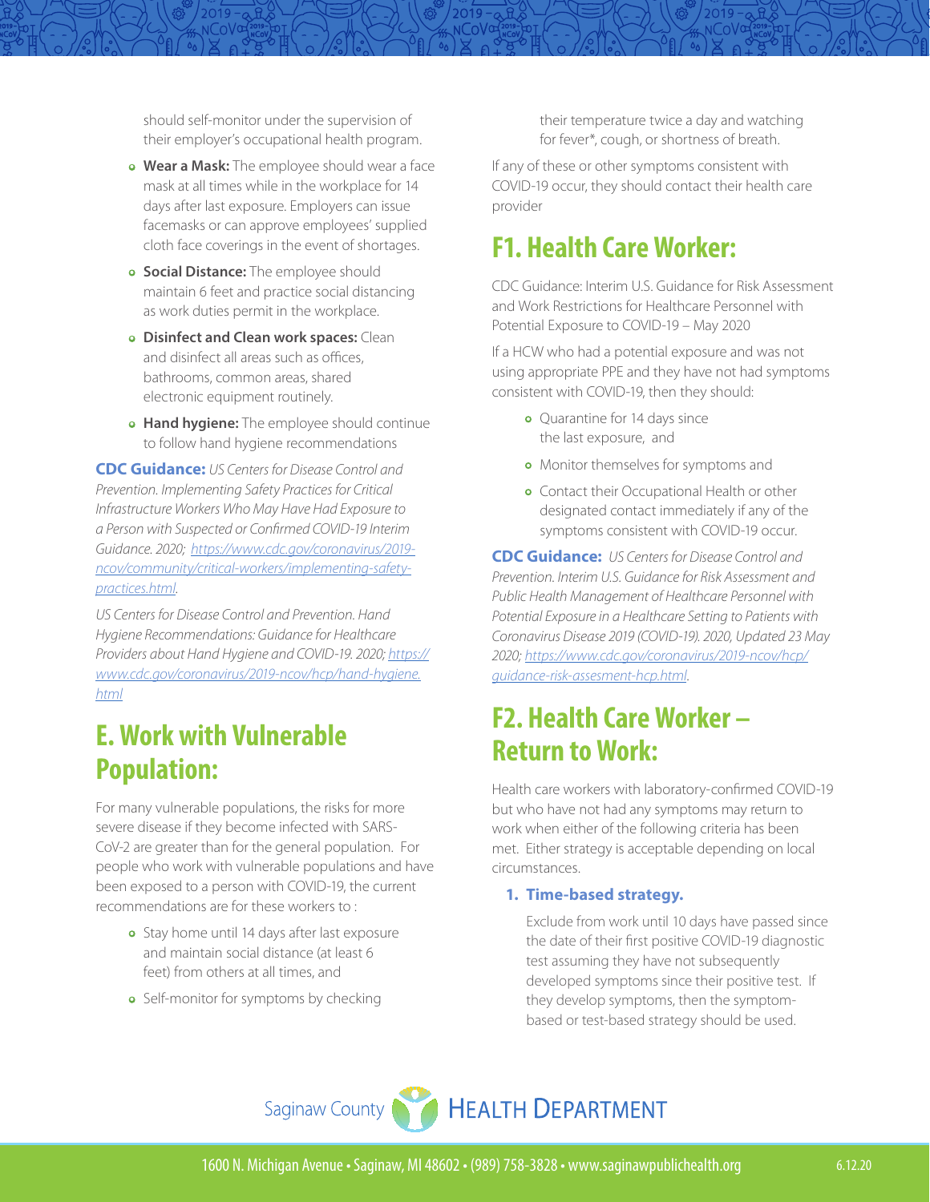should self-monitor under the supervision of their employer's occupational health program.

- **Wear a Mask:** The employee should wear a face mask at all times while in the workplace for 14 days after last exposure. Employers can issue facemasks or can approve employees' supplied cloth face coverings in the event of shortages.
- **Social Distance:** The employee should maintain 6 feet and practice social distancing as work duties permit in the workplace.
- **Disinfect and Clean work spaces:** Clean and disinfect all areas such as offices, bathrooms, common areas, shared electronic equipment routinely.
- **Hand hygiene:** The employee should continue to follow hand hygiene recommendations

**CDC Guidance:** *US Centers for Disease Control and Prevention. Implementing Safety Practices for Critical Infrastructure Workers Who May Have Had Exposure to a Person with Suspected or Confirmed COVID-19 Interim Guidance. 2020; https://www.cdc.gov/coronavirus/2019-ncov/community/critical-workers/implementing-safety-practices.html.*

*US Centers for Disease Control and Prevention. Hand Hygiene Recommendations: Guidance for Healthcare Providers about Hand Hygiene and COVID-19. 2020; https://www.cdc.gov/coronavirus/2019-ncov/hcp/hand-hygiene.html*

## E. Work with Vulnerable Population:

For many vulnerable populations, the risks for more severe disease if they become infected with SARS-CoV-2 are greater than for the general population. For people who work with vulnerable populations and have been exposed to a person with COVID-19, the current recommendations are for these workers to :

- Stay home until 14 days after last exposure and maintain social distance (at least 6 feet) from others at all times, and
- Self-monitor for symptoms by checking their temperature twice a day and watching for fever*, cough, or shortness of breath.

If any of these or other symptoms consistent with COVID-19 occur, they should contact their health care provider

## F1. Health Care Worker:

CDC Guidance: Interim U.S. Guidance for Risk Assessment and Work Restrictions for Healthcare Personnel with Potential Exposure to COVID-19 – May 2020

If a HCW who had a potential exposure and was not using appropriate PPE and they have not had symptoms consistent with COVID-19, then they should:

- Quarantine for 14 days since the last exposure, and
- Monitor themselves for symptoms and
- Contact their Occupational Health or other designated contact immediately if any of the symptoms consistent with COVID-19 occur.

**CDC Guidance:** *US Centers for Disease Control and Prevention. Interim U.S. Guidance for Risk Assessment and Public Health Management of Healthcare Personnel with Potential Exposure in a Healthcare Setting to Patients with Coronavirus Disease 2019 (COVID-19). 2020, Updated 23 May 2020; https://www.cdc.gov/coronavirus/2019-ncov/hcp/guidance-risk-assesment-hcp.html.*

## F2. Health Care Worker – Return to Work:

Health care workers with laboratory-confirmed COVID-19 but who have not had any symptoms may return to work when either of the following criteria has been met. Either strategy is acceptable depending on local circumstances.

1. **Time-based strategy.**

   Exclude from work until 10 days have passed since the date of their first positive COVID-19 diagnostic test assuming they have not subsequently developed symptoms since their positive test. If they develop symptoms, then the symptom-based or test-based strategy should be used.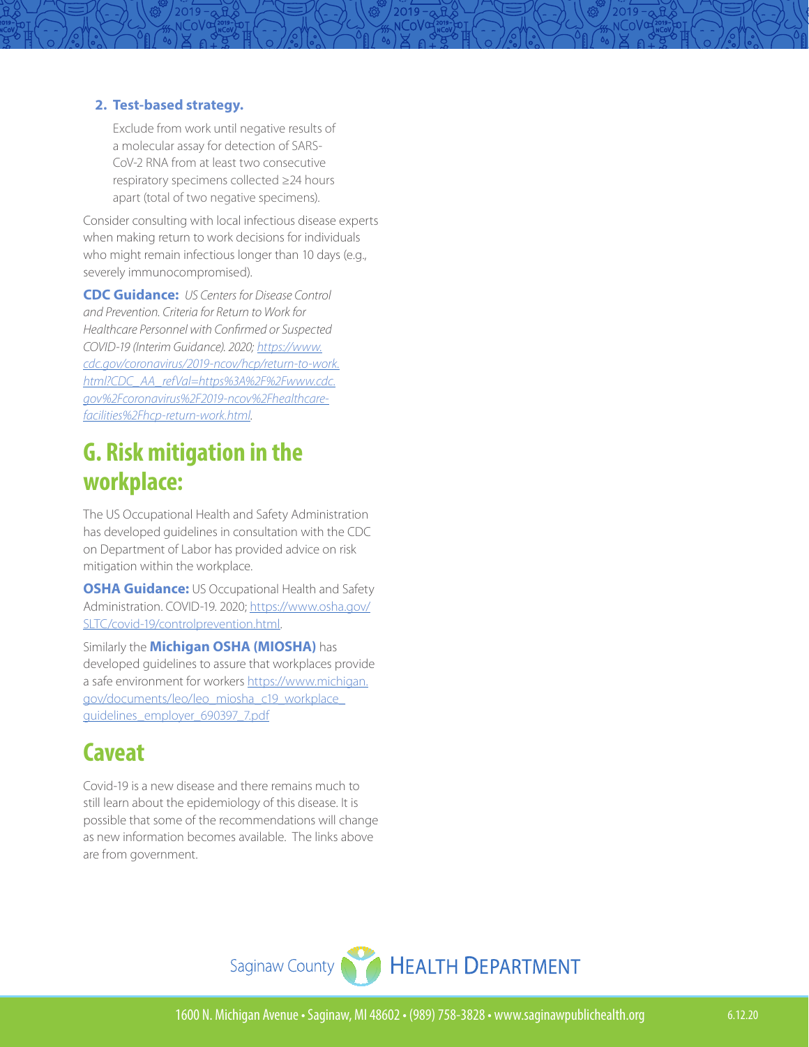2. **Test-based strategy.**

   Exclude from work until negative results of a molecular assay for detection of SARS-CoV-2 RNA from at least two consecutive respiratory specimens collected ≥24 hours apart (total of two negative specimens).

Consider consulting with local infectious disease experts when making return to work decisions for individuals who might remain infectious longer than 10 days (e.g., severely immunocompromised).

**CDC Guidance:** *US Centers for Disease Control and Prevention. Criteria for Return to Work for Healthcare Personnel with Confirmed or Suspected COVID-19 (Interim Guidance). 2020; [https://www.cdc.gov/coronavirus/2019-ncov/hcp/return-to-work.html?CDC_AA_refVal=https%3A%2F%2Fwww.cdc.gov%2Fcoronavirus%2F2019-ncov%2Fhealthcare-facilities%2Fhcp-return-work.html](https://www.cdc.gov/coronavirus/2019-ncov/hcp/return-to-work.html?CDC_AA_refVal=https%3A%2F%2Fwww.cdc.gov%2Fcoronavirus%2F2019-ncov%2Fhealthcare-facilities%2Fhcp-return-work.html).*

## G. Risk mitigation in the workplace:

The US Occupational Health and Safety Administration has developed guidelines in consultation with the CDC on Department of Labor has provided advice on risk mitigation within the workplace.

**OSHA Guidance:** US Occupational Health and Safety Administration. COVID-19. 2020; [https://www.osha.gov/SLTC/covid-19/controlprevention.html](https://www.osha.gov/SLTC/covid-19/controlprevention.html).

Similarly the **Michigan OSHA (MIOSHA)** has developed guidelines to assure that workplaces provide a safe environment for workers [https://www.michigan.gov/documents/leo/leo_miosha_c19_workplace_guidelines_employer_690397_7.pdf](https://www.michigan.gov/documents/leo/leo_miosha_c19_workplace_guidelines_employer_690397_7.pdf)

## Caveat

Covid-19 is a new disease and there remains much to still learn about the epidemiology of this disease. It is possible that some of the recommendations will change as new information becomes available. The links above are from government.

Saginaw County HEALTH DEPARTMENT

1600 N. Michigan Avenue • Saginaw, MI 48602 • (989) 758-3828 • www.saginawpublichealth.org

6.12.20